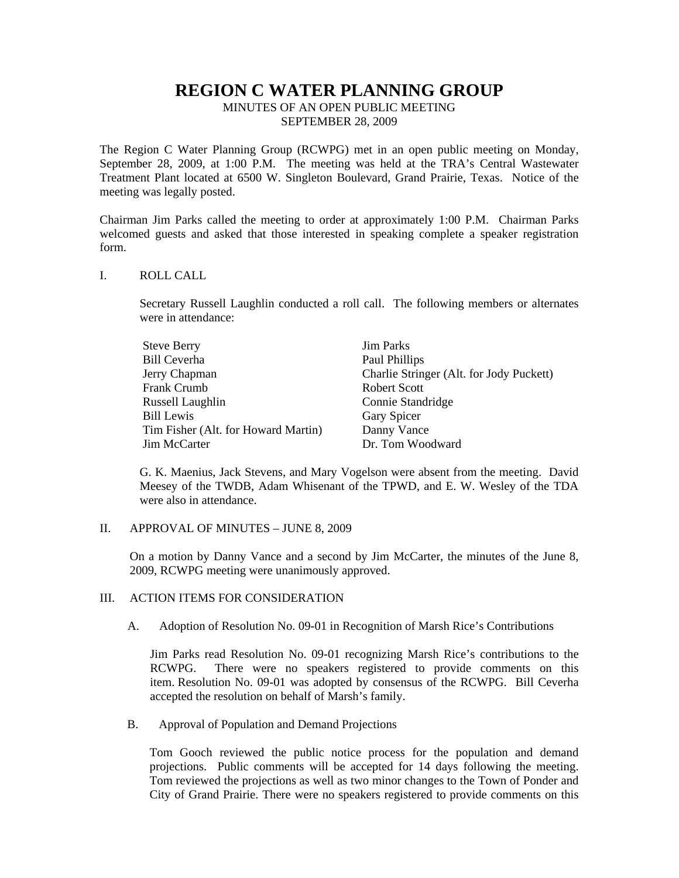# REGION C WATER PLANNING GROUP

MINUTES OF AN OPEN PUBLIC MEETING
SEPTEMBER 28, 2009

The Region C Water Planning Group (RCWPG) met in an open public meeting on Monday, September 28, 2009, at 1:00 P.M. The meeting was held at the TRA's Central Wastewater Treatment Plant located at 6500 W. Singleton Boulevard, Grand Prairie, Texas. Notice of the meeting was legally posted.

Chairman Jim Parks called the meeting to order at approximately 1:00 P.M. Chairman Parks welcomed guests and asked that those interested in speaking complete a speaker registration form.

## I. ROLL CALL

Secretary Russell Laughlin conducted a roll call. The following members or alternates were in attendance:

| | |
|---|---|
| Steve Berry | Jim Parks |
| Bill Ceverha | Paul Phillips |
| Jerry Chapman | Charlie Stringer (Alt. for Jody Puckett) |
| Frank Crumb | Robert Scott |
| Russell Laughlin | Connie Standridge |
| Bill Lewis | Gary Spicer |
| Tim Fisher (Alt. for Howard Martin) | Danny Vance |
| Jim McCarter | Dr. Tom Woodward |

G. K. Maenius, Jack Stevens, and Mary Vogelson were absent from the meeting. David Meesey of the TWDB, Adam Whisenant of the TPWD, and E. W. Wesley of the TDA were also in attendance.

## II. APPROVAL OF MINUTES – JUNE 8, 2009

On a motion by Danny Vance and a second by Jim McCarter, the minutes of the June 8, 2009, RCWPG meeting were unanimously approved.

## III. ACTION ITEMS FOR CONSIDERATION

### A. Adoption of Resolution No. 09-01 in Recognition of Marsh Rice's Contributions

Jim Parks read Resolution No. 09-01 recognizing Marsh Rice's contributions to the RCWPG. There were no speakers registered to provide comments on this item. Resolution No. 09-01 was adopted by consensus of the RCWPG. Bill Ceverha accepted the resolution on behalf of Marsh's family.

### B. Approval of Population and Demand Projections

Tom Gooch reviewed the public notice process for the population and demand projections. Public comments will be accepted for 14 days following the meeting. Tom reviewed the projections as well as two minor changes to the Town of Ponder and City of Grand Prairie. There were no speakers registered to provide comments on this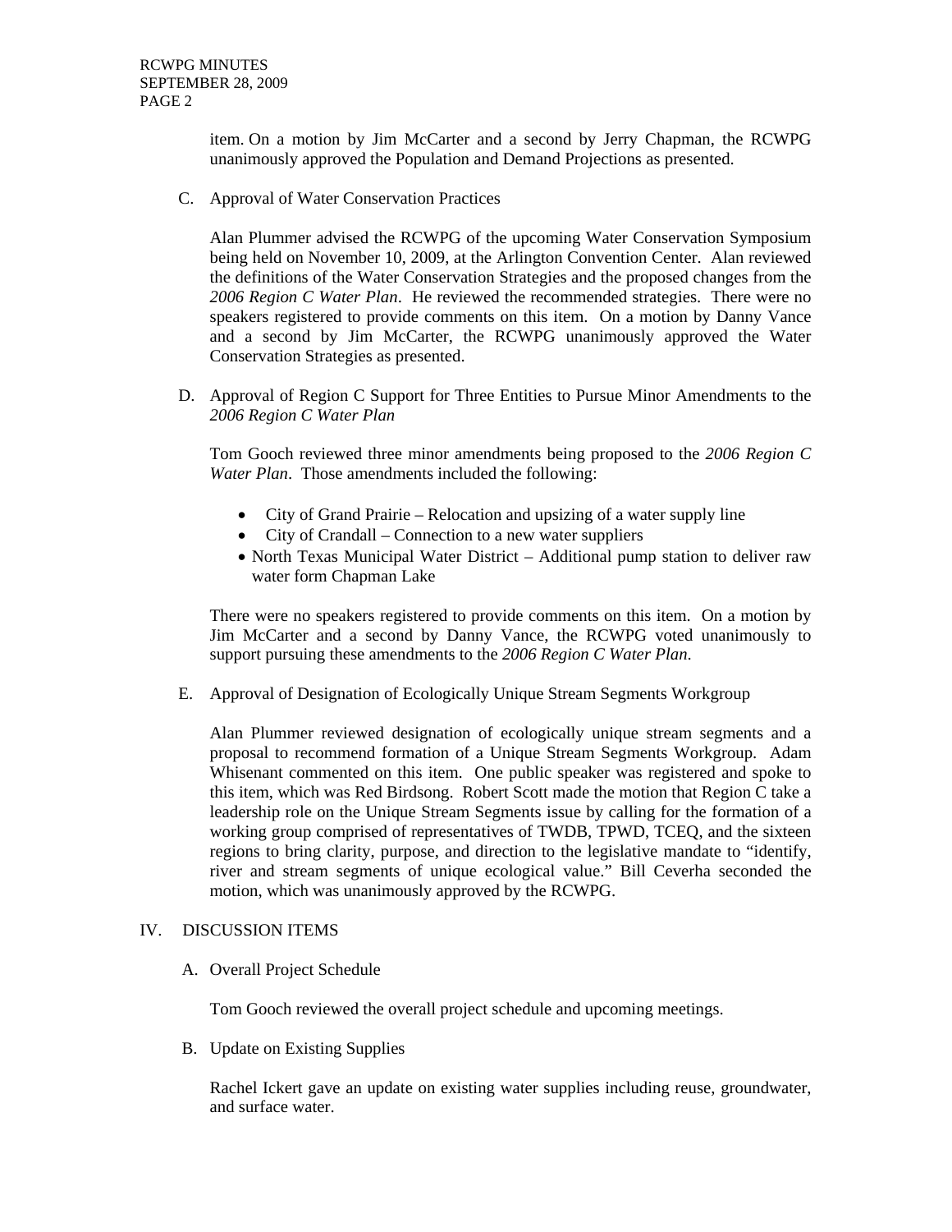item. On a motion by Jim McCarter and a second by Jerry Chapman, the RCWPG unanimously approved the Population and Demand Projections as presented.

C. Approval of Water Conservation Practices

Alan Plummer advised the RCWPG of the upcoming Water Conservation Symposium being held on November 10, 2009, at the Arlington Convention Center. Alan reviewed the definitions of the Water Conservation Strategies and the proposed changes from the *2006 Region C Water Plan*. He reviewed the recommended strategies. There were no speakers registered to provide comments on this item. On a motion by Danny Vance and a second by Jim McCarter, the RCWPG unanimously approved the Water Conservation Strategies as presented.

D. Approval of Region C Support for Three Entities to Pursue Minor Amendments to the *2006 Region C Water Plan*

Tom Gooch reviewed three minor amendments being proposed to the *2006 Region C Water Plan*. Those amendments included the following:

- City of Grand Prairie – Relocation and upsizing of a water supply line
- City of Crandall – Connection to a new water suppliers
- North Texas Municipal Water District – Additional pump station to deliver raw water form Chapman Lake

There were no speakers registered to provide comments on this item. On a motion by Jim McCarter and a second by Danny Vance, the RCWPG voted unanimously to support pursuing these amendments to the *2006 Region C Water Plan*.

E. Approval of Designation of Ecologically Unique Stream Segments Workgroup

Alan Plummer reviewed designation of ecologically unique stream segments and a proposal to recommend formation of a Unique Stream Segments Workgroup. Adam Whisenant commented on this item. One public speaker was registered and spoke to this item, which was Red Birdsong. Robert Scott made the motion that Region C take a leadership role on the Unique Stream Segments issue by calling for the formation of a working group comprised of representatives of TWDB, TPWD, TCEQ, and the sixteen regions to bring clarity, purpose, and direction to the legislative mandate to "identify, river and stream segments of unique ecological value." Bill Ceverha seconded the motion, which was unanimously approved by the RCWPG.

## IV. DISCUSSION ITEMS

A. Overall Project Schedule

Tom Gooch reviewed the overall project schedule and upcoming meetings.

B. Update on Existing Supplies

Rachel Ickert gave an update on existing water supplies including reuse, groundwater, and surface water.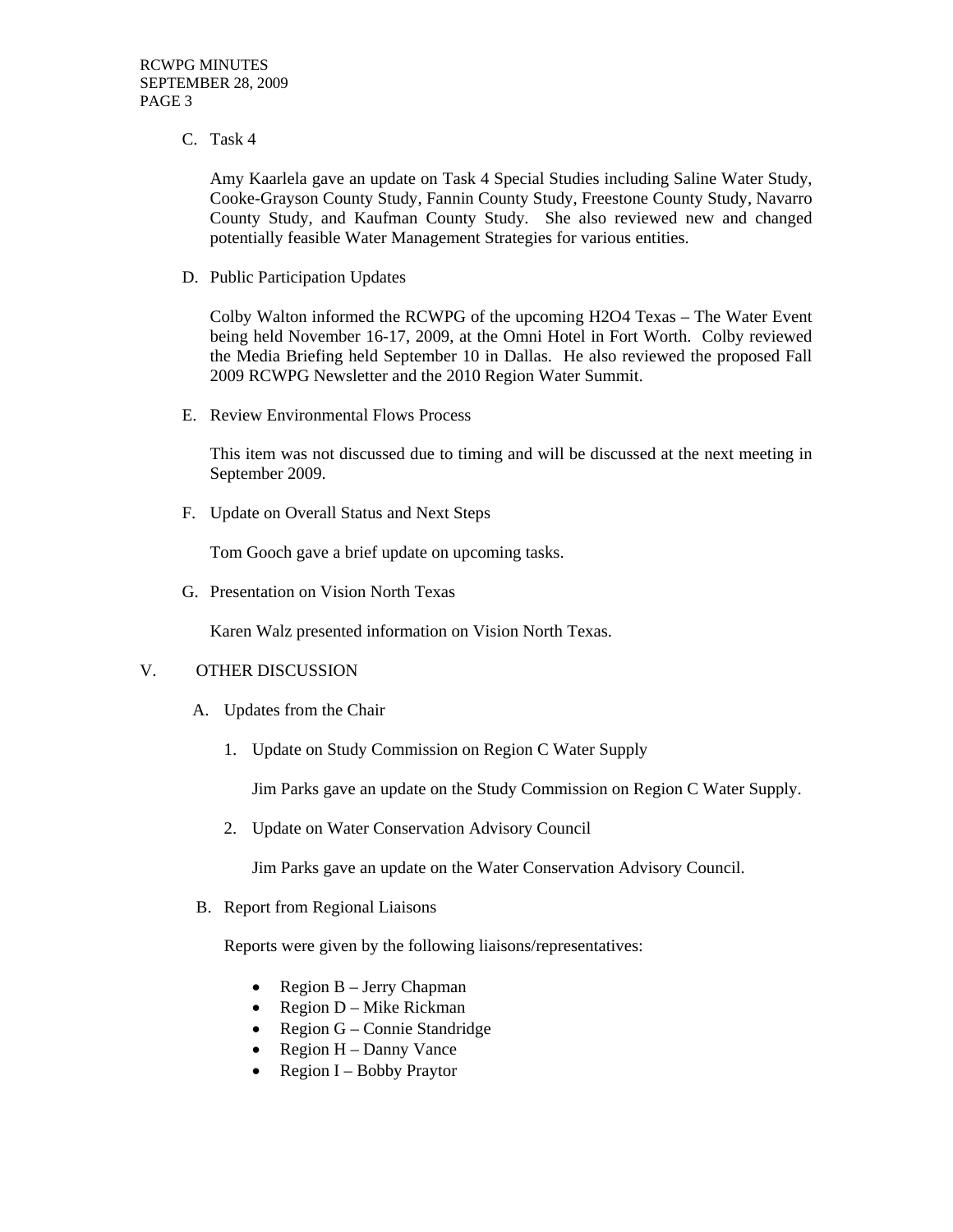C. Task 4

Amy Kaarlela gave an update on Task 4 Special Studies including Saline Water Study, Cooke-Grayson County Study, Fannin County Study, Freestone County Study, Navarro County Study, and Kaufman County Study. She also reviewed new and changed potentially feasible Water Management Strategies for various entities.

D. Public Participation Updates

Colby Walton informed the RCWPG of the upcoming H2O4 Texas – The Water Event being held November 16-17, 2009, at the Omni Hotel in Fort Worth. Colby reviewed the Media Briefing held September 10 in Dallas. He also reviewed the proposed Fall 2009 RCWPG Newsletter and the 2010 Region Water Summit.

E. Review Environmental Flows Process

This item was not discussed due to timing and will be discussed at the next meeting in September 2009.

F. Update on Overall Status and Next Steps

Tom Gooch gave a brief update on upcoming tasks.

G. Presentation on Vision North Texas

Karen Walz presented information on Vision North Texas.

## V. OTHER DISCUSSION

A. Updates from the Chair

1. Update on Study Commission on Region C Water Supply

   Jim Parks gave an update on the Study Commission on Region C Water Supply.

2. Update on Water Conservation Advisory Council

   Jim Parks gave an update on the Water Conservation Advisory Council.

B. Report from Regional Liaisons

Reports were given by the following liaisons/representatives:

- Region B – Jerry Chapman
- Region D – Mike Rickman
- Region G – Connie Standridge
- Region H – Danny Vance
- Region I – Bobby Praytor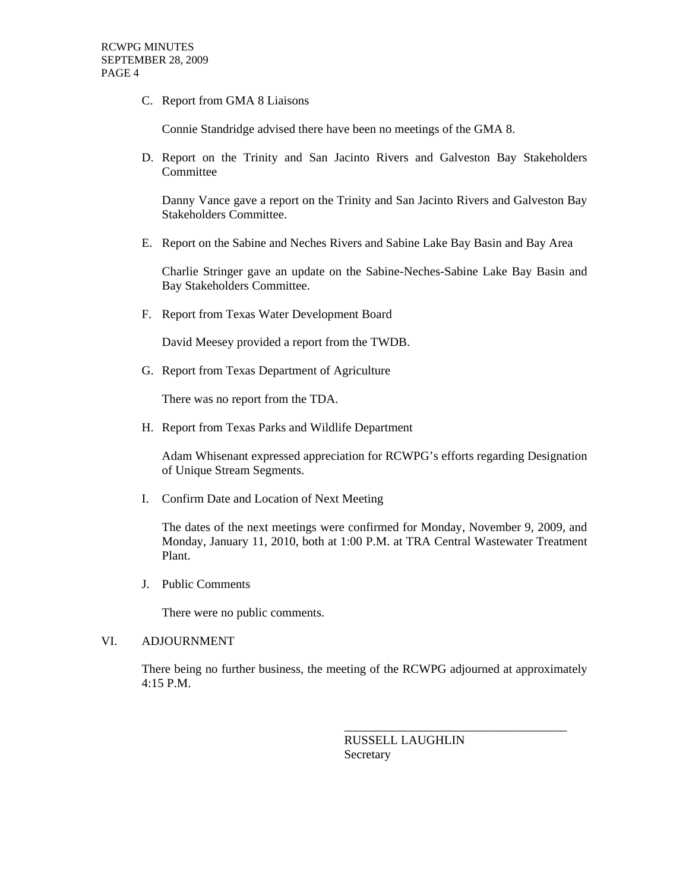C. Report from GMA 8 Liaisons

   Connie Standridge advised there have been no meetings of the GMA 8.

D. Report on the Trinity and San Jacinto Rivers and Galveston Bay Stakeholders Committee

   Danny Vance gave a report on the Trinity and San Jacinto Rivers and Galveston Bay Stakeholders Committee.

E. Report on the Sabine and Neches Rivers and Sabine Lake Bay Basin and Bay Area

   Charlie Stringer gave an update on the Sabine-Neches-Sabine Lake Bay Basin and Bay Stakeholders Committee.

F. Report from Texas Water Development Board

   David Meesey provided a report from the TWDB.

G. Report from Texas Department of Agriculture

   There was no report from the TDA.

H. Report from Texas Parks and Wildlife Department

   Adam Whisenant expressed appreciation for RCWPG's efforts regarding Designation of Unique Stream Segments.

I. Confirm Date and Location of Next Meeting

   The dates of the next meetings were confirmed for Monday, November 9, 2009, and Monday, January 11, 2010, both at 1:00 P.M. at TRA Central Wastewater Treatment Plant.

J. Public Comments

   There were no public comments.

VI. ADJOURNMENT

There being no further business, the meeting of the RCWPG adjourned at approximately 4:15 P.M.

_____________________________________

RUSSELL LAUGHLIN
Secretary